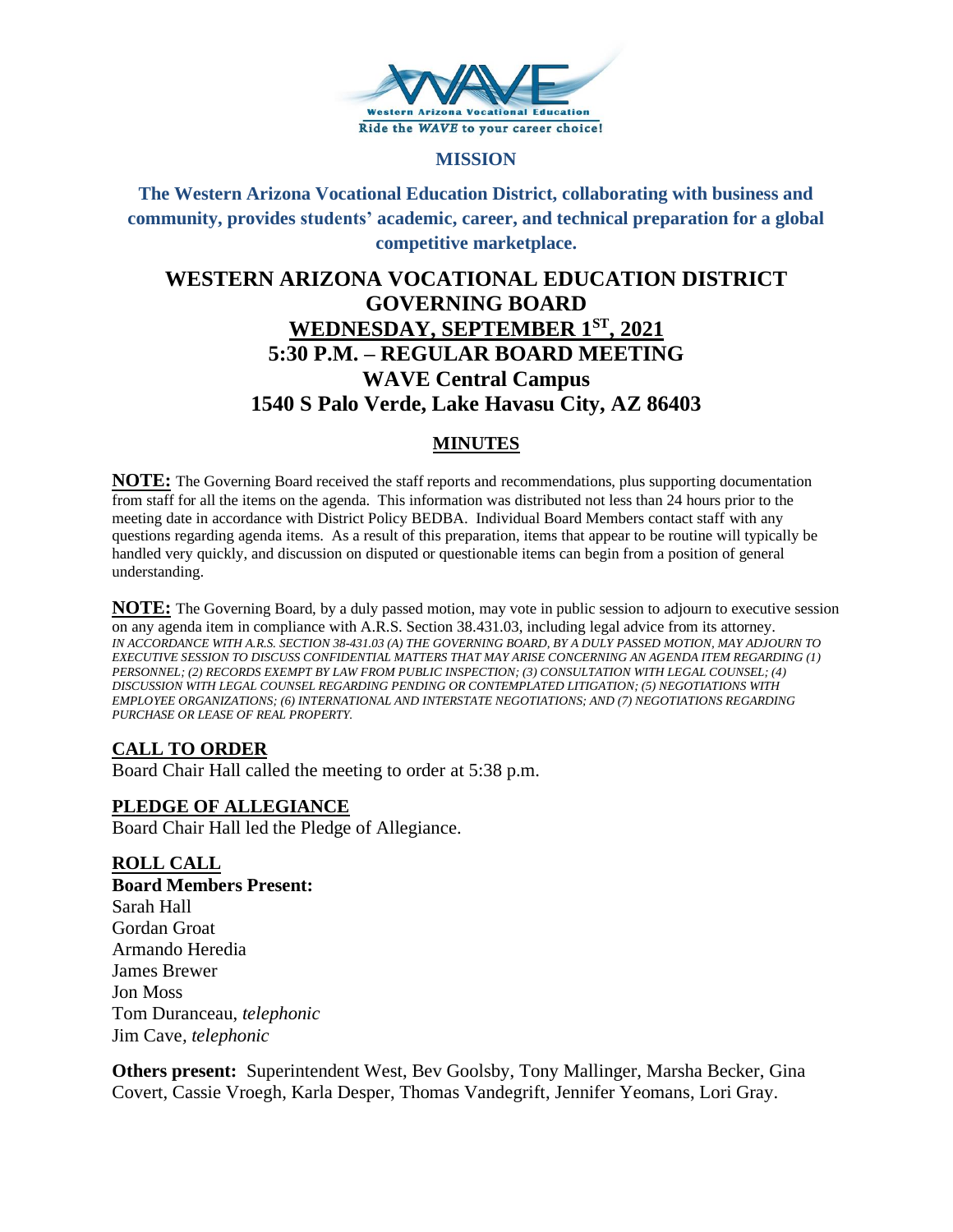**MISSION**

**The Western Arizona Vocational Education District, collaborating with business and community, provides students' academic, career, and technical preparation for a global competitive marketplace.**

# WESTERN ARIZONA VOCATIONAL EDUCATION DISTRICT GOVERNING BOARD

## WEDNESDAY, SEPTEMBER 1ST, 2021

## 5:30 P.M. – REGULAR BOARD MEETING

## WAVE Central Campus

## 1540 S Palo Verde, Lake Havasu City, AZ 86403

## MINUTES

**NOTE:** The Governing Board received the staff reports and recommendations, plus supporting documentation from staff for all the items on the agenda. This information was distributed not less than 24 hours prior to the meeting date in accordance with District Policy BEDBA. Individual Board Members contact staff with any questions regarding agenda items. As a result of this preparation, items that appear to be routine will typically be handled very quickly, and discussion on disputed or questionable items can begin from a position of general understanding.

**NOTE:** The Governing Board, by a duly passed motion, may vote in public session to adjourn to executive session on any agenda item in compliance with A.R.S. Section 38.431.03, including legal advice from its attorney. *IN ACCORDANCE WITH A.R.S. SECTION 38-431.03 (A) THE GOVERNING BOARD, BY A DULY PASSED MOTION, MAY ADJOURN TO EXECUTIVE SESSION TO DISCUSS CONFIDENTIAL MATTERS THAT MAY ARISE CONCERNING AN AGENDA ITEM REGARDING (1) PERSONNEL; (2) RECORDS EXEMPT BY LAW FROM PUBLIC INSPECTION; (3) CONSULTATION WITH LEGAL COUNSEL; (4) DISCUSSION WITH LEGAL COUNSEL REGARDING PENDING OR CONTEMPLATED LITIGATION; (5) NEGOTIATIONS WITH EMPLOYEE ORGANIZATIONS; (6) INTERNATIONAL AND INTERSTATE NEGOTIATIONS; AND (7) NEGOTIATIONS REGARDING PURCHASE OR LEASE OF REAL PROPERTY.*

### CALL TO ORDER

Board Chair Hall called the meeting to order at 5:38 p.m.

### PLEDGE OF ALLEGIANCE

Board Chair Hall led the Pledge of Allegiance.

### ROLL CALL

**Board Members Present:**

Sarah Hall
Gordan Groat
Armando Heredia
James Brewer
Jon Moss
Tom Duranceau, *telephonic*
Jim Cave, *telephonic*

**Others present:** Superintendent West, Bev Goolsby, Tony Mallinger, Marsha Becker, Gina Covert, Cassie Vroegh, Karla Desper, Thomas Vandegrift, Jennifer Yeomans, Lori Gray.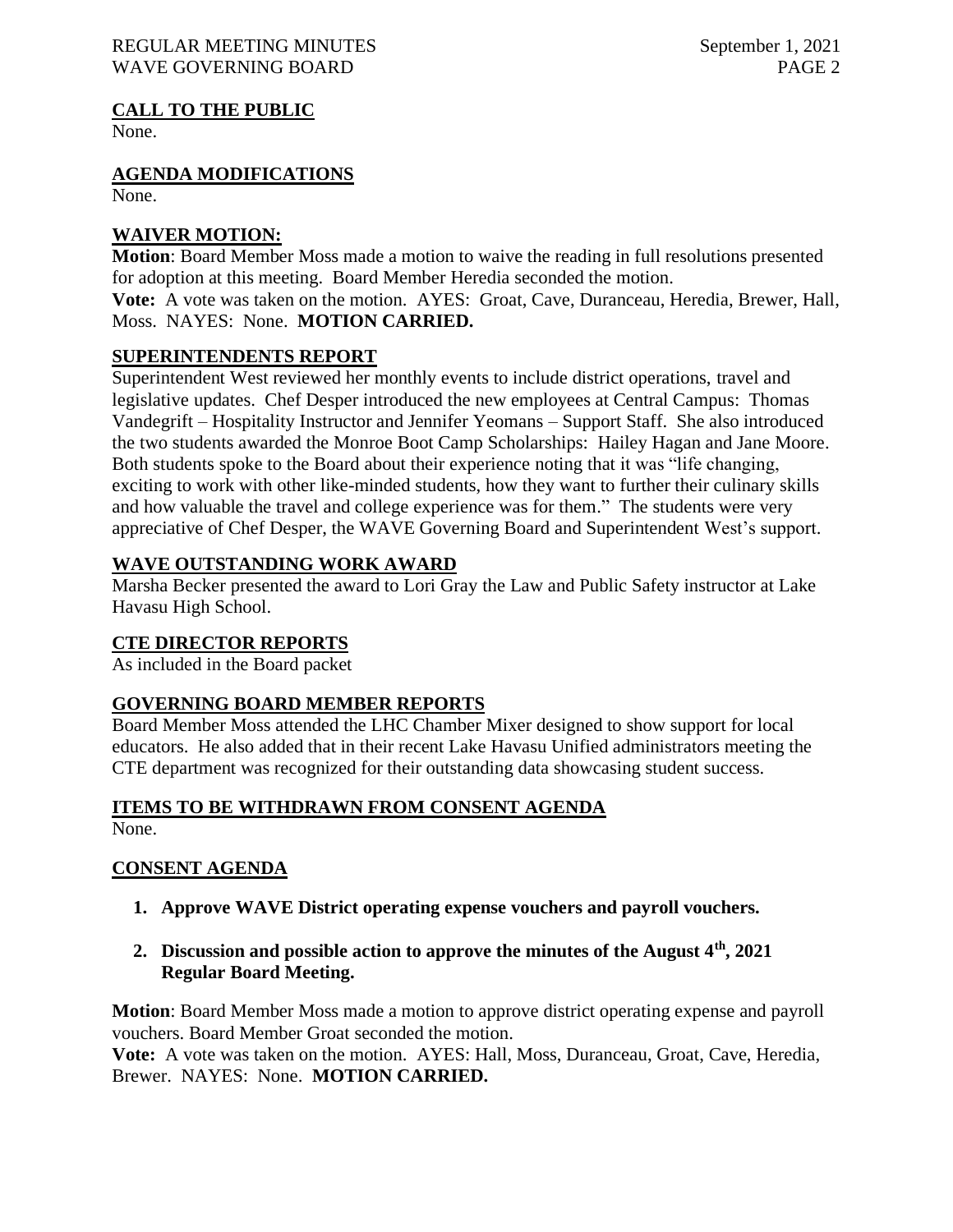## CALL TO THE PUBLIC

None.

## AGENDA MODIFICATIONS

None.

## WAIVER MOTION:

**Motion**: Board Member Moss made a motion to waive the reading in full resolutions presented for adoption at this meeting. Board Member Heredia seconded the motion.
**Vote:** A vote was taken on the motion. AYES: Groat, Cave, Duranceau, Heredia, Brewer, Hall, Moss. NAYES: None. **MOTION CARRIED.**

## SUPERINTENDENTS REPORT

Superintendent West reviewed her monthly events to include district operations, travel and legislative updates. Chef Desper introduced the new employees at Central Campus: Thomas Vandegrift – Hospitality Instructor and Jennifer Yeomans – Support Staff. She also introduced the two students awarded the Monroe Boot Camp Scholarships: Hailey Hagan and Jane Moore. Both students spoke to the Board about their experience noting that it was "life changing, exciting to work with other like-minded students, how they want to further their culinary skills and how valuable the travel and college experience was for them." The students were very appreciative of Chef Desper, the WAVE Governing Board and Superintendent West's support.

## WAVE OUTSTANDING WORK AWARD

Marsha Becker presented the award to Lori Gray the Law and Public Safety instructor at Lake Havasu High School.

## CTE DIRECTOR REPORTS

As included in the Board packet

## GOVERNING BOARD MEMBER REPORTS

Board Member Moss attended the LHC Chamber Mixer designed to show support for local educators. He also added that in their recent Lake Havasu Unified administrators meeting the CTE department was recognized for their outstanding data showcasing student success.

## ITEMS TO BE WITHDRAWN FROM CONSENT AGENDA

None.

## CONSENT AGENDA

1. **Approve WAVE District operating expense vouchers and payroll vouchers.**
2. **Discussion and possible action to approve the minutes of the August 4th, 2021 Regular Board Meeting.**

**Motion**: Board Member Moss made a motion to approve district operating expense and payroll vouchers. Board Member Groat seconded the motion.
**Vote:** A vote was taken on the motion. AYES: Hall, Moss, Duranceau, Groat, Cave, Heredia, Brewer. NAYES: None. **MOTION CARRIED.**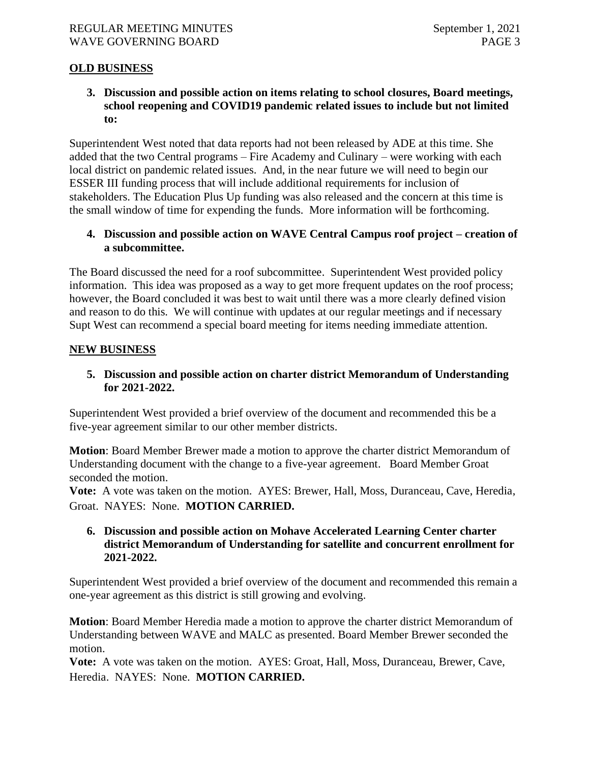## OLD BUSINESS

**3. Discussion and possible action on items relating to school closures, Board meetings, school reopening and COVID19 pandemic related issues to include but not limited to:**

Superintendent West noted that data reports had not been released by ADE at this time. She added that the two Central programs – Fire Academy and Culinary – were working with each local district on pandemic related issues. And, in the near future we will need to begin our ESSER III funding process that will include additional requirements for inclusion of stakeholders. The Education Plus Up funding was also released and the concern at this time is the small window of time for expending the funds. More information will be forthcoming.

**4. Discussion and possible action on WAVE Central Campus roof project – creation of a subcommittee.**

The Board discussed the need for a roof subcommittee. Superintendent West provided policy information. This idea was proposed as a way to get more frequent updates on the roof process; however, the Board concluded it was best to wait until there was a more clearly defined vision and reason to do this. We will continue with updates at our regular meetings and if necessary Supt West can recommend a special board meeting for items needing immediate attention.

## NEW BUSINESS

**5. Discussion and possible action on charter district Memorandum of Understanding for 2021-2022.**

Superintendent West provided a brief overview of the document and recommended this be a five-year agreement similar to our other member districts.

**Motion**: Board Member Brewer made a motion to approve the charter district Memorandum of Understanding document with the change to a five-year agreement. Board Member Groat seconded the motion.
**Vote:** A vote was taken on the motion. AYES: Brewer, Hall, Moss, Duranceau, Cave, Heredia, Groat. NAYES: None. **MOTION CARRIED.**

**6. Discussion and possible action on Mohave Accelerated Learning Center charter district Memorandum of Understanding for satellite and concurrent enrollment for 2021-2022.**

Superintendent West provided a brief overview of the document and recommended this remain a one-year agreement as this district is still growing and evolving.

**Motion**: Board Member Heredia made a motion to approve the charter district Memorandum of Understanding between WAVE and MALC as presented. Board Member Brewer seconded the motion.
**Vote:** A vote was taken on the motion. AYES: Groat, Hall, Moss, Duranceau, Brewer, Cave, Heredia. NAYES: None. **MOTION CARRIED.**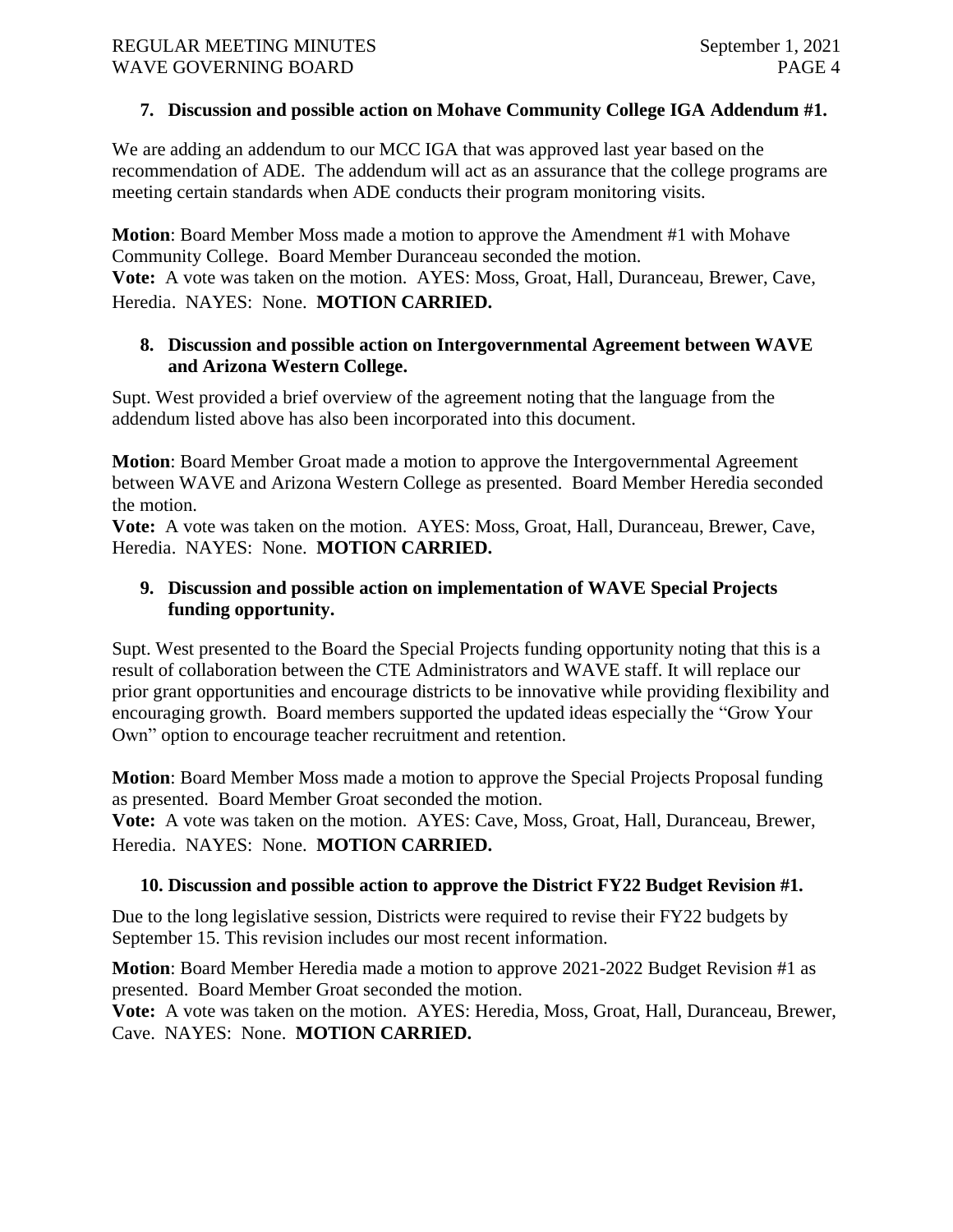**7. Discussion and possible action on Mohave Community College IGA Addendum #1.**

We are adding an addendum to our MCC IGA that was approved last year based on the recommendation of ADE. The addendum will act as an assurance that the college programs are meeting certain standards when ADE conducts their program monitoring visits.

**Motion**: Board Member Moss made a motion to approve the Amendment #1 with Mohave Community College. Board Member Duranceau seconded the motion.
**Vote:** A vote was taken on the motion. AYES: Moss, Groat, Hall, Duranceau, Brewer, Cave, Heredia. NAYES: None. **MOTION CARRIED.**

**8. Discussion and possible action on Intergovernmental Agreement between WAVE and Arizona Western College.**

Supt. West provided a brief overview of the agreement noting that the language from the addendum listed above has also been incorporated into this document.

**Motion**: Board Member Groat made a motion to approve the Intergovernmental Agreement between WAVE and Arizona Western College as presented. Board Member Heredia seconded the motion.
**Vote:** A vote was taken on the motion. AYES: Moss, Groat, Hall, Duranceau, Brewer, Cave, Heredia. NAYES: None. **MOTION CARRIED.**

**9. Discussion and possible action on implementation of WAVE Special Projects funding opportunity.**

Supt. West presented to the Board the Special Projects funding opportunity noting that this is a result of collaboration between the CTE Administrators and WAVE staff. It will replace our prior grant opportunities and encourage districts to be innovative while providing flexibility and encouraging growth. Board members supported the updated ideas especially the "Grow Your Own" option to encourage teacher recruitment and retention.

**Motion**: Board Member Moss made a motion to approve the Special Projects Proposal funding as presented. Board Member Groat seconded the motion.
**Vote:** A vote was taken on the motion. AYES: Cave, Moss, Groat, Hall, Duranceau, Brewer, Heredia. NAYES: None. **MOTION CARRIED.**

**10. Discussion and possible action to approve the District FY22 Budget Revision #1.**

Due to the long legislative session, Districts were required to revise their FY22 budgets by September 15. This revision includes our most recent information.

**Motion**: Board Member Heredia made a motion to approve 2021-2022 Budget Revision #1 as presented. Board Member Groat seconded the motion.
**Vote:** A vote was taken on the motion. AYES: Heredia, Moss, Groat, Hall, Duranceau, Brewer, Cave. NAYES: None. **MOTION CARRIED.**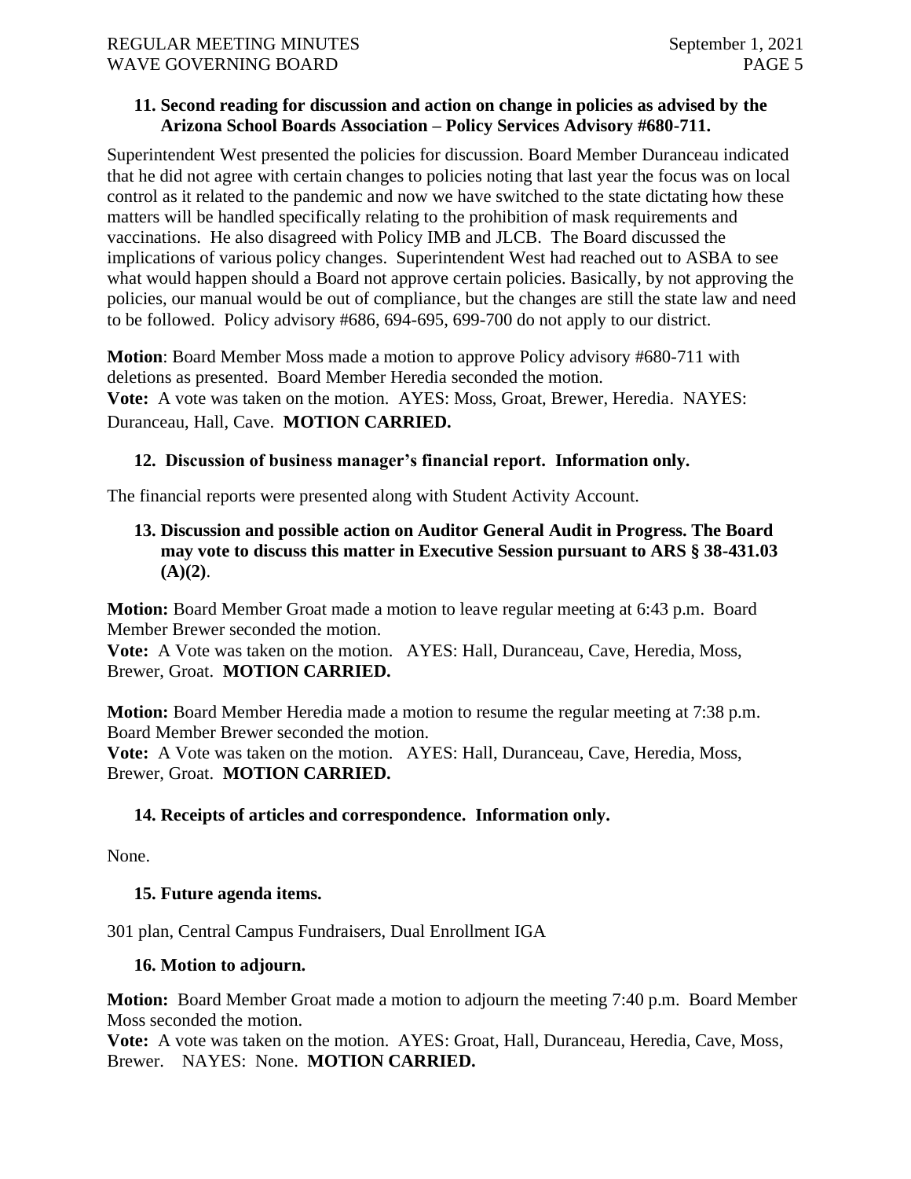### 11. Second reading for discussion and action on change in policies as advised by the Arizona School Boards Association – Policy Services Advisory #680-711.

Superintendent West presented the policies for discussion. Board Member Duranceau indicated that he did not agree with certain changes to policies noting that last year the focus was on local control as it related to the pandemic and now we have switched to the state dictating how these matters will be handled specifically relating to the prohibition of mask requirements and vaccinations. He also disagreed with Policy IMB and JLCB. The Board discussed the implications of various policy changes. Superintendent West had reached out to ASBA to see what would happen should a Board not approve certain policies. Basically, by not approving the policies, our manual would be out of compliance, but the changes are still the state law and need to be followed. Policy advisory #686, 694-695, 699-700 do not apply to our district.

**Motion**: Board Member Moss made a motion to approve Policy advisory #680-711 with deletions as presented. Board Member Heredia seconded the motion.
**Vote:** A vote was taken on the motion. AYES: Moss, Groat, Brewer, Heredia. NAYES: Duranceau, Hall, Cave. **MOTION CARRIED.**

### 12. Discussion of business manager's financial report. Information only.

The financial reports were presented along with Student Activity Account.

### 13. Discussion and possible action on Auditor General Audit in Progress. The Board may vote to discuss this matter in Executive Session pursuant to ARS § 38-431.03 (A)(2).

**Motion:** Board Member Groat made a motion to leave regular meeting at 6:43 p.m. Board Member Brewer seconded the motion.
**Vote:** A Vote was taken on the motion. AYES: Hall, Duranceau, Cave, Heredia, Moss, Brewer, Groat. **MOTION CARRIED.**

**Motion:** Board Member Heredia made a motion to resume the regular meeting at 7:38 p.m. Board Member Brewer seconded the motion.
**Vote:** A Vote was taken on the motion. AYES: Hall, Duranceau, Cave, Heredia, Moss, Brewer, Groat. **MOTION CARRIED.**

### 14. Receipts of articles and correspondence. Information only.

None.

### 15. Future agenda items.

301 plan, Central Campus Fundraisers, Dual Enrollment IGA

### 16. Motion to adjourn.

**Motion:** Board Member Groat made a motion to adjourn the meeting 7:40 p.m. Board Member Moss seconded the motion.
**Vote:** A vote was taken on the motion. AYES: Groat, Hall, Duranceau, Heredia, Cave, Moss, Brewer. NAYES: None. **MOTION CARRIED.**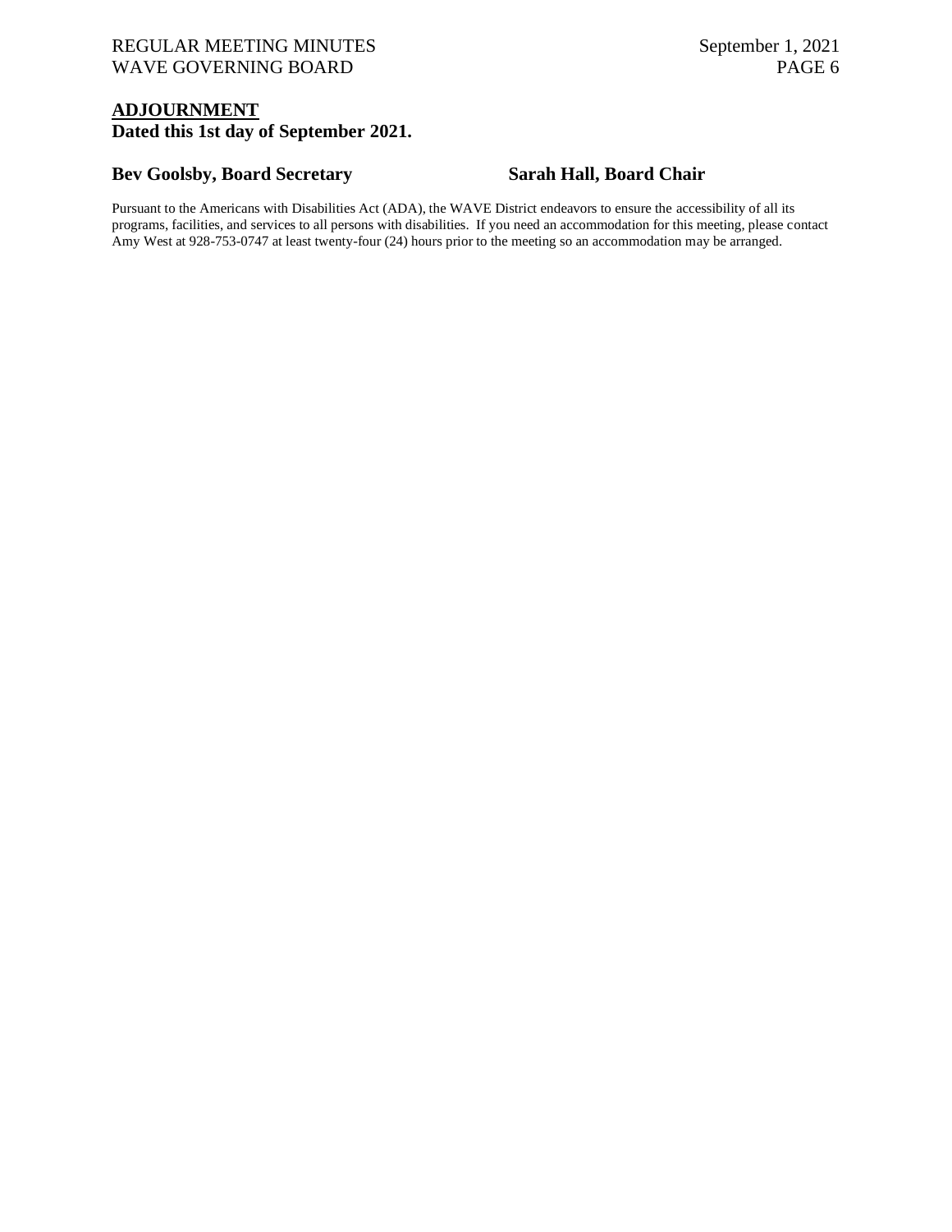## ADJOURNMENT

**Dated this 1st day of September 2021.**

**Bev Goolsby, Board Secretary** **Sarah Hall, Board Chair**

Pursuant to the Americans with Disabilities Act (ADA), the WAVE District endeavors to ensure the accessibility of all its programs, facilities, and services to all persons with disabilities. If you need an accommodation for this meeting, please contact Amy West at 928-753-0747 at least twenty-four (24) hours prior to the meeting so an accommodation may be arranged.